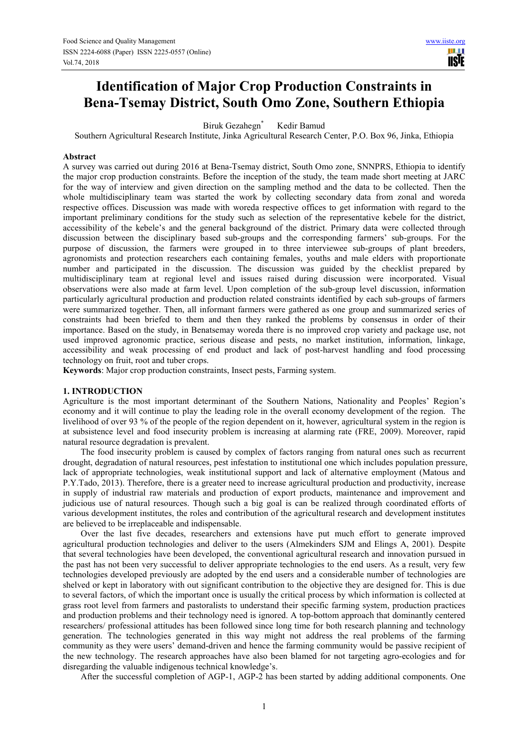# Identification of Major Crop Production Constraints in Bena-Tsemay District, South Omo Zone, Southern Ethiopia

Biruk Gezahegn* Kedir Bamud

Southern Agricultural Research Institute, Jinka Agricultural Research Center, P.O. Box 96, Jinka, Ethiopia

## Abstract

A survey was carried out during 2016 at Bena-Tsemay district, South Omo zone, SNNPRS, Ethiopia to identify the major crop production constraints. Before the inception of the study, the team made short meeting at JARC for the way of interview and given direction on the sampling method and the data to be collected. Then the whole multidisciplinary team was started the work by collecting secondary data from zonal and woreda respective offices. Discussion was made with woreda respective offices to get information with regard to the important preliminary conditions for the study such as selection of the representative kebele for the district, accessibility of the kebele's and the general background of the district. Primary data were collected through discussion between the disciplinary based sub-groups and the corresponding farmers' sub-groups. For the purpose of discussion, the farmers were grouped in to three interviewee sub-groups of plant breeders, agronomists and protection researchers each containing females, youths and male elders with proportionate number and participated in the discussion. The discussion was guided by the checklist prepared by multidisciplinary team at regional level and issues raised during discussion were incorporated. Visual observations were also made at farm level. Upon completion of the sub-group level discussion, information particularly agricultural production and production related constraints identified by each sub-groups of farmers were summarized together. Then, all informant farmers were gathered as one group and summarized series of constraints had been briefed to them and then they ranked the problems by consensus in order of their importance. Based on the study, in Benatsemay woreda there is no improved crop variety and package use, not used improved agronomic practice, serious disease and pests, no market institution, information, linkage, accessibility and weak processing of end product and lack of post-harvest handling and food processing technology on fruit, root and tuber crops.

**Keywords**: Major crop production constraints, Insect pests, Farming system.

## 1. INTRODUCTION

Agriculture is the most important determinant of the Southern Nations, Nationality and Peoples' Region's economy and it will continue to play the leading role in the overall economy development of the region. The livelihood of over 93 % of the people of the region dependent on it, however, agricultural system in the region is at subsistence level and food insecurity problem is increasing at alarming rate (FRE, 2009). Moreover, rapid natural resource degradation is prevalent.

The food insecurity problem is caused by complex of factors ranging from natural ones such as recurrent drought, degradation of natural resources, pest infestation to institutional one which includes population pressure, lack of appropriate technologies, weak institutional support and lack of alternative employment (Matous and P.Y.Tado, 2013). Therefore, there is a greater need to increase agricultural production and productivity, increase in supply of industrial raw materials and production of export products, maintenance and improvement and judicious use of natural resources. Though such a big goal is can be realized through coordinated efforts of various development institutes, the roles and contribution of the agricultural research and development institutes are believed to be irreplaceable and indispensable.

Over the last five decades, researchers and extensions have put much effort to generate improved agricultural production technologies and deliver to the users (Almekinders SJM and Elings A, 2001). Despite that several technologies have been developed, the conventional agricultural research and innovation pursued in the past has not been very successful to deliver appropriate technologies to the end users. As a result, very few technologies developed previously are adopted by the end users and a considerable number of technologies are shelved or kept in laboratory with out significant contribution to the objective they are designed for. This is due to several factors, of which the important once is usually the critical process by which information is collected at grass root level from farmers and pastoralists to understand their specific farming system, production practices and production problems and their technology need is ignored. A top-bottom approach that dominantly centered researchers/ professional attitudes has been followed since long time for both research planning and technology generation. The technologies generated in this way might not address the real problems of the farming community as they were users' demand-driven and hence the farming community would be passive recipient of the new technology. The research approaches have also been blamed for not targeting agro-ecologies and for disregarding the valuable indigenous technical knowledge's.

After the successful completion of AGP-1, AGP-2 has been started by adding additional components. One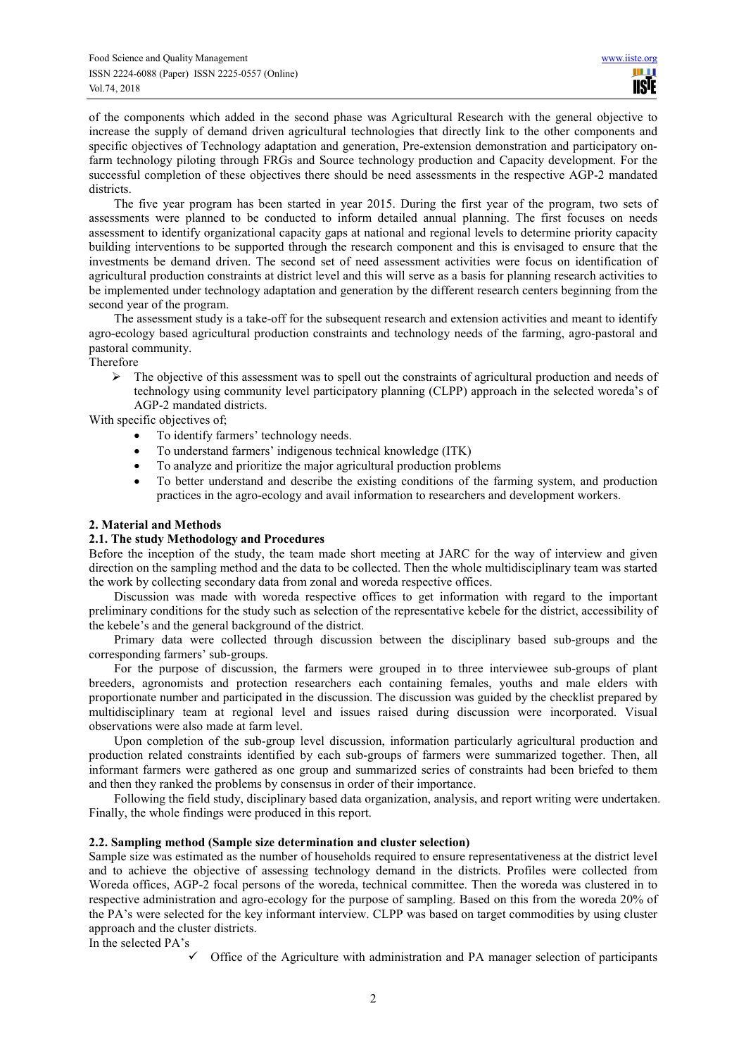of the components which added in the second phase was Agricultural Research with the general objective to increase the supply of demand driven agricultural technologies that directly link to the other components and specific objectives of Technology adaptation and generation, Pre-extension demonstration and participatory on-farm technology piloting through FRGs and Source technology production and Capacity development. For the successful completion of these objectives there should be need assessments in the respective AGP-2 mandated districts.

The five year program has been started in year 2015. During the first year of the program, two sets of assessments were planned to be conducted to inform detailed annual planning. The first focuses on needs assessment to identify organizational capacity gaps at national and regional levels to determine priority capacity building interventions to be supported through the research component and this is envisaged to ensure that the investments be demand driven. The second set of need assessment activities were focus on identification of agricultural production constraints at district level and this will serve as a basis for planning research activities to be implemented under technology adaptation and generation by the different research centers beginning from the second year of the program.

The assessment study is a take-off for the subsequent research and extension activities and meant to identify agro-ecology based agricultural production constraints and technology needs of the farming, agro-pastoral and pastoral community.

Therefore

- The objective of this assessment was to spell out the constraints of agricultural production and needs of technology using community level participatory planning (CLPP) approach in the selected woreda's of AGP-2 mandated districts.

With specific objectives of;

- To identify farmers' technology needs.
- To understand farmers' indigenous technical knowledge (ITK)
- To analyze and prioritize the major agricultural production problems
- To better understand and describe the existing conditions of the farming system, and production practices in the agro-ecology and avail information to researchers and development workers.

## 2. Material and Methods

### 2.1. The study Methodology and Procedures

Before the inception of the study, the team made short meeting at JARC for the way of interview and given direction on the sampling method and the data to be collected. Then the whole multidisciplinary team was started the work by collecting secondary data from zonal and woreda respective offices.

Discussion was made with woreda respective offices to get information with regard to the important preliminary conditions for the study such as selection of the representative kebele for the district, accessibility of the kebele's and the general background of the district.

Primary data were collected through discussion between the disciplinary based sub-groups and the corresponding farmers' sub-groups.

For the purpose of discussion, the farmers were grouped in to three interviewee sub-groups of plant breeders, agronomists and protection researchers each containing females, youths and male elders with proportionate number and participated in the discussion. The discussion was guided by the checklist prepared by multidisciplinary team at regional level and issues raised during discussion were incorporated. Visual observations were also made at farm level.

Upon completion of the sub-group level discussion, information particularly agricultural production and production related constraints identified by each sub-groups of farmers were summarized together. Then, all informant farmers were gathered as one group and summarized series of constraints had been briefed to them and then they ranked the problems by consensus in order of their importance.

Following the field study, disciplinary based data organization, analysis, and report writing were undertaken. Finally, the whole findings were produced in this report.

### 2.2. Sampling method (Sample size determination and cluster selection)

Sample size was estimated as the number of households required to ensure representativeness at the district level and to achieve the objective of assessing technology demand in the districts. Profiles were collected from Woreda offices, AGP-2 focal persons of the woreda, technical committee. Then the woreda was clustered in to respective administration and agro-ecology for the purpose of sampling. Based on this from the woreda 20% of the PA's were selected for the key informant interview. CLPP was based on target commodities by using cluster approach and the cluster districts.

In the selected PA's

- ✓ Office of the Agriculture with administration and PA manager selection of participants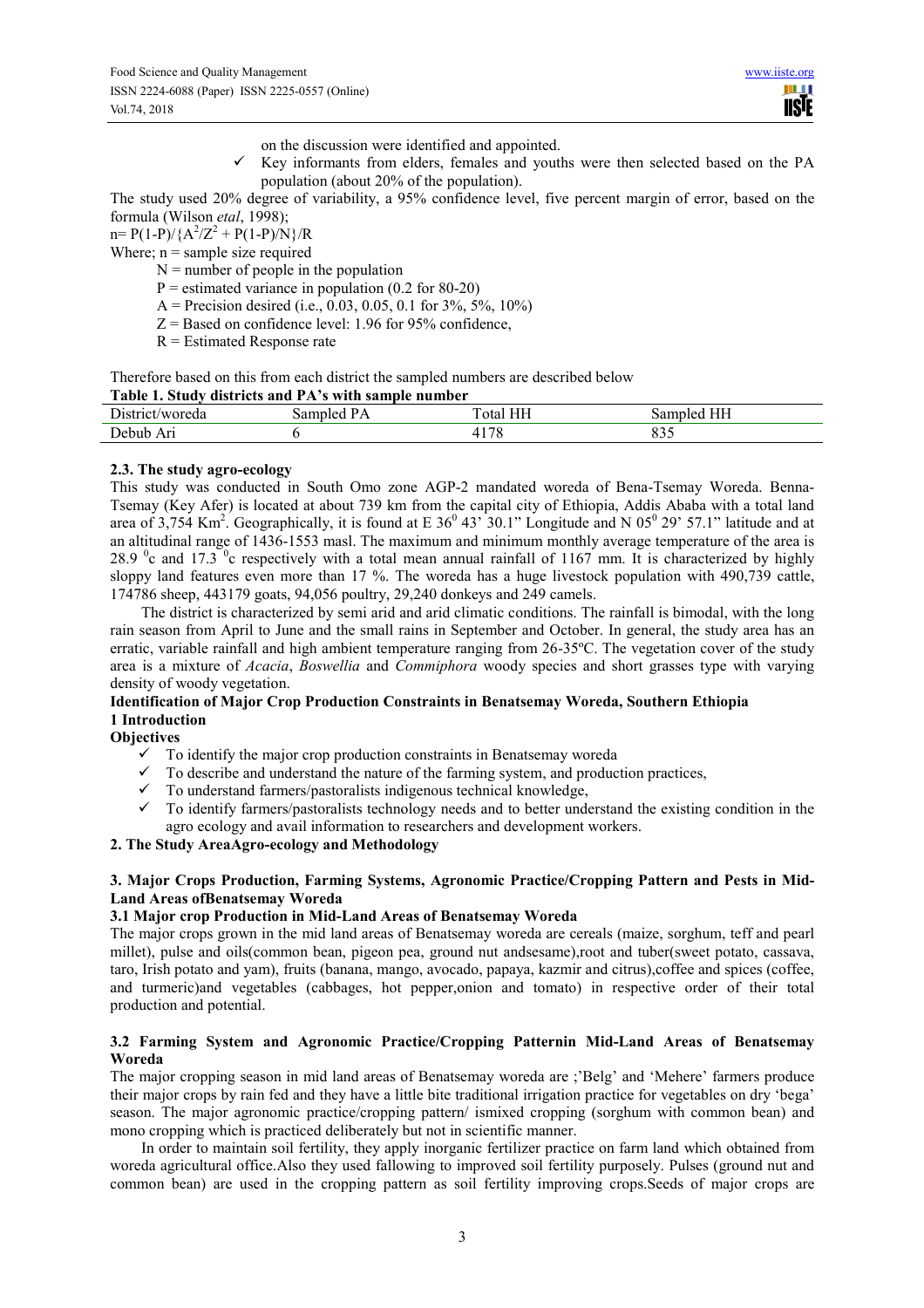on the discussion were identified and appointed.

- ✓ Key informants from elders, females and youths were then selected based on the PA population (about 20% of the population).

The study used 20% degree of variability, a 95% confidence level, five percent margin of error, based on the formula (Wilson *etal*, 1998);

$$n= P(1-P)/\{A^2/Z^2 + P(1-P)/N\}/R$$

Where; n = sample size required

N = number of people in the population

P = estimated variance in population (0.2 for 80-20)

A = Precision desired (i.e., 0.03, 0.05, 0.1 for 3%, 5%, 10%)

Z = Based on confidence level: 1.96 for 95% confidence,

R = Estimated Response rate

Therefore based on this from each district the sampled numbers are described below

**Table 1. Study districts and PA's with sample number**

| District/woreda | Sampled PA | Total HH | Sampled HH |
|---|---|---|---|
| Debub Ari | 6 | 4178 | 835 |

### 2.3. The study agro-ecology

This study was conducted in South Omo zone AGP-2 mandated woreda of Bena-Tsemay Woreda. Benna-Tsemay (Key Afer) is located at about 739 km from the capital city of Ethiopia, Addis Ababa with a total land area of 3,754 Km$^2$. Geographically, it is found at E 36$^0$ 43' 30.1" Longitude and N 05$^0$ 29' 57.1" latitude and at an altitudinal range of 1436-1553 masl. The maximum and minimum monthly average temperature of the area is 28.9 $^0$c and 17.3 $^0$c respectively with a total mean annual rainfall of 1167 mm. It is characterized by highly sloppy land features even more than 17 %. The woreda has a huge livestock population with 490,739 cattle, 174786 sheep, 443179 goats, 94,056 poultry, 29,240 donkeys and 249 camels.

The district is characterized by semi arid and arid climatic conditions. The rainfall is bimodal, with the long rain season from April to June and the small rains in September and October. In general, the study area has an erratic, variable rainfall and high ambient temperature ranging from 26-35ºC. The vegetation cover of the study area is a mixture of *Acacia*, *Boswellia* and *Commiphora* woody species and short grasses type with varying density of woody vegetation.

## Identification of Major Crop Production Constraints in Benatsemay Woreda, Southern Ethiopia

### 1 Introduction

**Objectives**

- ✓ To identify the major crop production constraints in Benatsemay woreda
- ✓ To describe and understand the nature of the farming system, and production practices,
- ✓ To understand farmers/pastoralists indigenous technical knowledge,
- ✓ To identify farmers/pastoralists technology needs and to better understand the existing condition in the agro ecology and avail information to researchers and development workers.

### 2. The Study AreaAgro-ecology and Methodology

### 3. Major Crops Production, Farming Systems, Agronomic Practice/Cropping Pattern and Pests in Mid-Land Areas ofBenatsemay Woreda

#### 3.1 Major crop Production in Mid-Land Areas of Benatsemay Woreda

The major crops grown in the mid land areas of Benatsemay woreda are cereals (maize, sorghum, teff and pearl millet), pulse and oils(common bean, pigeon pea, ground nut andsesame),root and tuber(sweet potato, cassava, taro, Irish potato and yam), fruits (banana, mango, avocado, papaya, kazmir and citrus),coffee and spices (coffee, and turmeric)and vegetables (cabbages, hot pepper,onion and tomato) in respective order of their total production and potential.

#### 3.2 Farming System and Agronomic Practice/Cropping Patternin Mid-Land Areas of Benatsemay Woreda

The major cropping season in mid land areas of Benatsemay woreda are ;'Belg' and 'Mehere' farmers produce their major crops by rain fed and they have a little bite traditional irrigation practice for vegetables on dry 'bega' season. The major agronomic practice/cropping pattern/ ismixed cropping (sorghum with common bean) and mono cropping which is practiced deliberately but not in scientific manner.

In order to maintain soil fertility, they apply inorganic fertilizer practice on farm land which obtained from woreda agricultural office.Also they used fallowing to improved soil fertility purposely. Pulses (ground nut and common bean) are used in the cropping pattern as soil fertility improving crops.Seeds of major crops are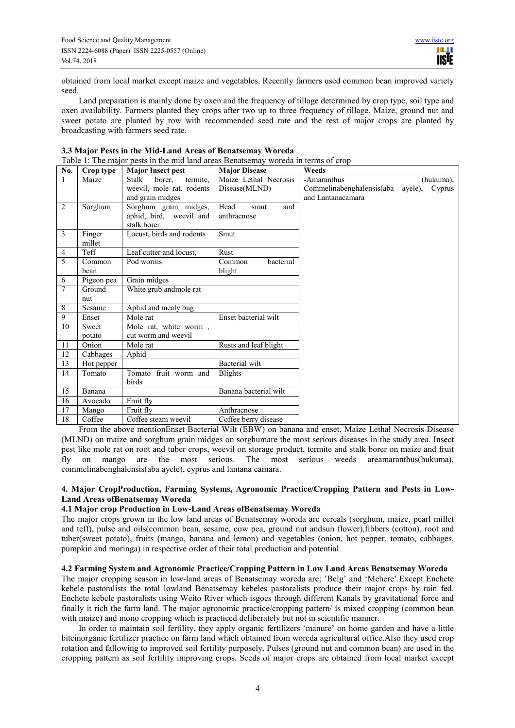obtained from local market except maize and vegetables. Recently farmers used common bean improved variety seed.

Land preparation is mainly done by oxen and the frequency of tillage determined by crop type, soil type and oxen availability. Farmers planted they crops after two up to three frequency of tillage. Maize, ground nut and sweet potato are planted by row with recommended seed rate and the rest of major crops are planted by broadcasting with farmers seed rate.

### 3.3 Major Pests in the Mid-Land Areas of Benatsemay Woreda

Table 1: The major pests in the mid land areas Benatsemay woreda in terms of crop

| No. | Crop type | Major Insect pest | Major Disease | Weeds |
|---|---|---|---|---|
| 1 | Maize | Stalk borer, termite, weevil, mole rat, rodents and grain midges | Maize Lethal Necrosis Disease(MLND) | -Amaranthus (hukuma), Commelinabenghalensis(aba ayele), Cyprus and Lantanacamara |
| 2 | Sorghum | Sorghum grain midges, aphid, bird, weevil and stalk borer | Head smut and anthracnose | |
| 3 | Finger millet | Locust, birds and rodents | Smut | |
| 4 | Teff | Leaf cutter and locust, | Rust | |
| 5 | Common bean | Pod worms | Common bacterial blight | |
| 6 | Pigeon pea | Grain midges | | |
| 7 | Ground nut | White grub andmole rat | | |
| 8 | Sesame | Aphid and mealy bug | | |
| 9 | Enset | Mole rat | Enset bacterial wilt | |
| 10 | Sweet potato | Mole rat, white worm , cut worm and weevil | | |
| 11 | Onion | Mole rat | Rusts and leaf blight | |
| 12 | Cabbages | Aphid | | |
| 13 | Hot pepper | | Bacterial wilt | |
| 14 | Tomato | Tomato fruit worm and birds | Blights | |
| 15 | Banana | | Banana bacterial wilt | |
| 16 | Avocado | Fruit fly | | |
| 17 | Mango | Fruit fly | Anthracnose | |
| 18 | Coffee | Coffee steam weevil | Coffee berry disease | |

From the above mentionEnset Bacterial Wilt (EBW) on banana and enset, Maize Lethal Necrosis Disease (MLND) on maize and sorghum grain midges on sorghumare the most serious diseases in the study area. Insect pest like mole rat on root and tuber crops, weevil on storage product, termite and stalk borer on maize and fruit fly on mango are the most serious. The most serious weeds areamaranthus(hukuma), commelinabenghalensis(aba ayele), cyprus and lantana camara.

## 4. Major CropProduction, Farming Systems, Agronomic Practice/Cropping Pattern and Pests in Low-Land Areas ofBenatsemay Woreda

### 4.1 Major crop Production in Low-Land Areas ofBenatsemay Woreda

The major crops grown in the low land areas of Benatsemay woreda are cereals (sorghum, maize, pearl millet and teff), pulse and oils(common bean, sesame, cow pea, ground nut andsun flower),fibbers (cotton), root and tuber(sweet potato), fruits (mango, banana and lemon) and vegetables (onion, hot pepper, tomato, cabbages, pumpkin and moringa) in respective order of their total production and potential.

### 4.2 Farming System and Agronomic Practice/Cropping Pattern in Low Land Areas Benatsemay Woreda

The major cropping season in low-land areas of Benatsemay woreda are; 'Belg' and 'Mehere'.Except Enchete kebele pastoralists the total lowland Benatsemay kebeles pastoralists produce their major crops by rain fed. Enchete kebele pastoralists using Weito River which isgoes through different Kanals by gravitational force and finally it rich the farm land. The major agronomic practice/cropping pattern/ is mixed cropping (common bean with maize) and mono cropping which is practiced deliberately but not in scientific manner.

In order to maintain soil fertility, they apply organic fertilizers 'manure' on home garden and have a little biteinorganic fertilizer practice on farm land which obtained from woreda agricultural office.Also they used crop rotation and fallowing to improved soil fertility purposely. Pulses (ground nut and common bean) are used in the cropping pattern as soil fertility improving crops. Seeds of major crops are obtained from local market except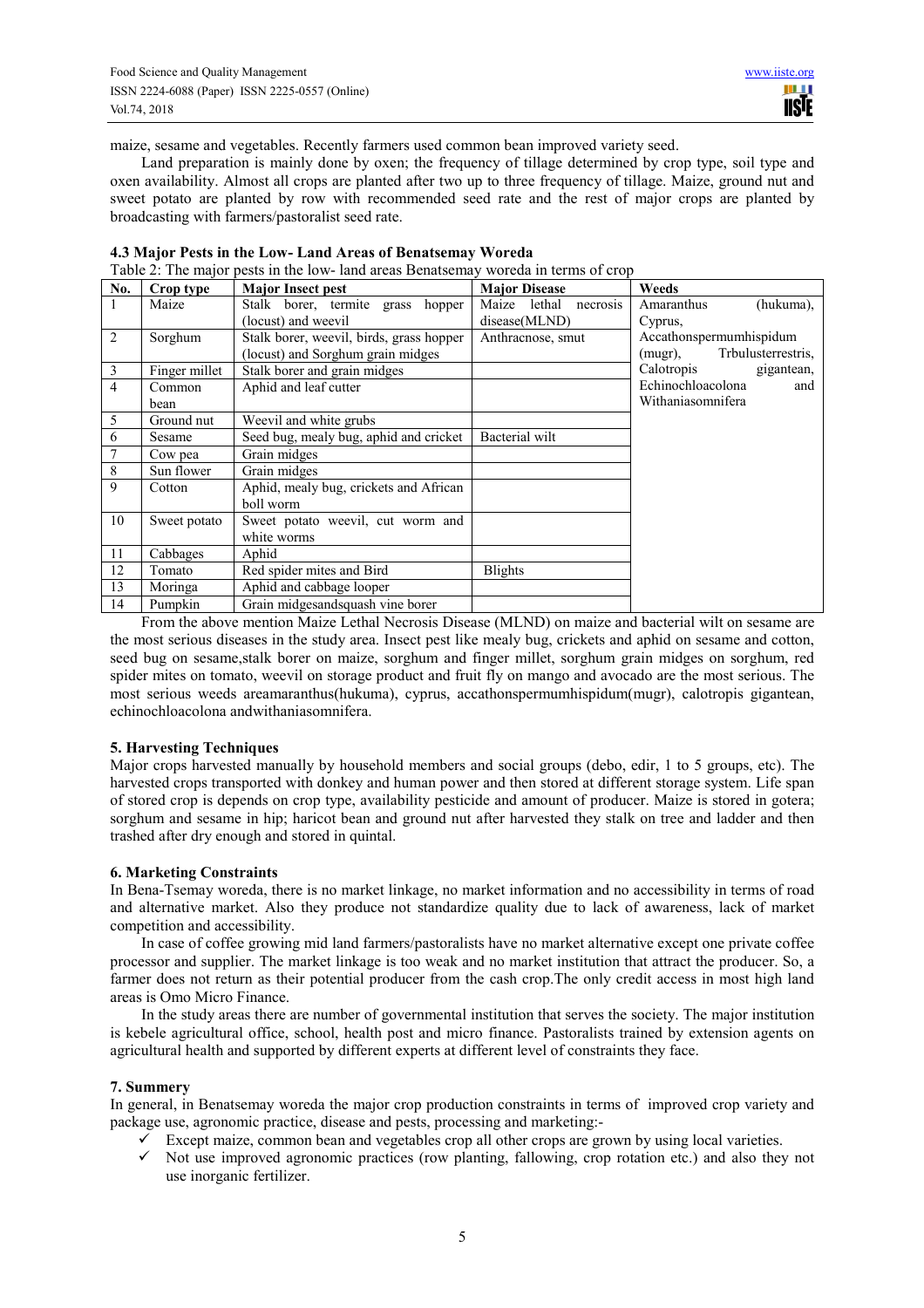maize, sesame and vegetables. Recently farmers used common bean improved variety seed.

Land preparation is mainly done by oxen; the frequency of tillage determined by crop type, soil type and oxen availability. Almost all crops are planted after two up to three frequency of tillage. Maize, ground nut and sweet potato are planted by row with recommended seed rate and the rest of major crops are planted by broadcasting with farmers/pastoralist seed rate.

### 4.3 Major Pests in the Low- Land Areas of Benatsemay Woreda

Table 2: The major pests in the low- land areas Benatsemay woreda in terms of crop

| No. | Crop type | Major Insect pest | Major Disease | Weeds |
|---|---|---|---|---|
| 1 | Maize | Stalk borer, termite grass hopper (locust) and weevil | Maize lethal necrosis disease(MLND) | Amaranthus (hukuma), Cyprus, Accathonspermumhispidum (mugr), Trbulusterrestris, Calotropis gigantean, Echinochloacolona and Withaniasomnifera |
| 2 | Sorghum | Stalk borer, weevil, birds, grass hopper (locust) and Sorghum grain midges | Anthracnose, smut | |
| 3 | Finger millet | Stalk borer and grain midges | | |
| 4 | Common bean | Aphid and leaf cutter | | |
| 5 | Ground nut | Weevil and white grubs | | |
| 6 | Sesame | Seed bug, mealy bug, aphid and cricket | Bacterial wilt | |
| 7 | Cow pea | Grain midges | | |
| 8 | Sun flower | Grain midges | | |
| 9 | Cotton | Aphid, mealy bug, crickets and African boll worm | | |
| 10 | Sweet potato | Sweet potato weevil, cut worm and white worms | | |
| 11 | Cabbages | Aphid | | |
| 12 | Tomato | Red spider mites and Bird | Blights | |
| 13 | Moringa | Aphid and cabbage looper | | |
| 14 | Pumpkin | Grain midgesandsquash vine borer | | |

From the above mention Maize Lethal Necrosis Disease (MLND) on maize and bacterial wilt on sesame are the most serious diseases in the study area. Insect pest like mealy bug, crickets and aphid on sesame and cotton, seed bug on sesame,stalk borer on maize, sorghum and finger millet, sorghum grain midges on sorghum, red spider mites on tomato, weevil on storage product and fruit fly on mango and avocado are the most serious. The most serious weeds areamaranthus(hukuma), cyprus, accathonspermumhispidum(mugr), calotropis gigantean, echinochloacolona andwithaniasomnifera.

## 5. Harvesting Techniques

Major crops harvested manually by household members and social groups (debo, edir, 1 to 5 groups, etc). The harvested crops transported with donkey and human power and then stored at different storage system. Life span of stored crop is depends on crop type, availability pesticide and amount of producer. Maize is stored in gotera; sorghum and sesame in hip; haricot bean and ground nut after harvested they stalk on tree and ladder and then trashed after dry enough and stored in quintal.

## 6. Marketing Constraints

In Bena-Tsemay woreda, there is no market linkage, no market information and no accessibility in terms of road and alternative market. Also they produce not standardize quality due to lack of awareness, lack of market competition and accessibility.

In case of coffee growing mid land farmers/pastoralists have no market alternative except one private coffee processor and supplier. The market linkage is too weak and no market institution that attract the producer. So, a farmer does not return as their potential producer from the cash crop.The only credit access in most high land areas is Omo Micro Finance.

In the study areas there are number of governmental institution that serves the society. The major institution is kebele agricultural office, school, health post and micro finance. Pastoralists trained by extension agents on agricultural health and supported by different experts at different level of constraints they face.

## 7. Summery

In general, in Benatsemay woreda the major crop production constraints in terms of improved crop variety and package use, agronomic practice, disease and pests, processing and marketing:-

- ✓ Except maize, common bean and vegetables crop all other crops are grown by using local varieties.
- ✓ Not use improved agronomic practices (row planting, fallowing, crop rotation etc.) and also they not use inorganic fertilizer.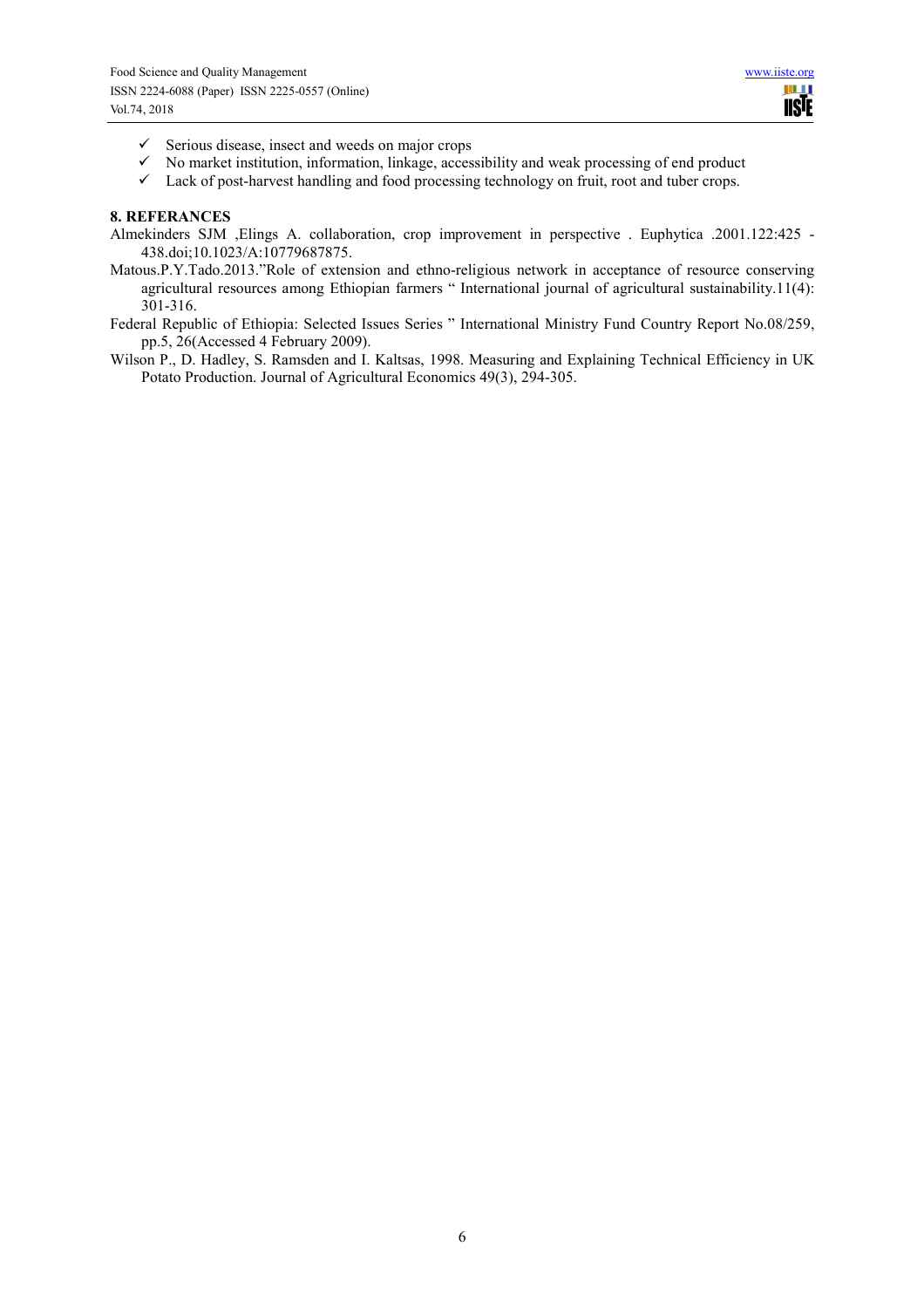- ✓ Serious disease, insect and weeds on major crops
- ✓ No market institution, information, linkage, accessibility and weak processing of end product
- ✓ Lack of post-harvest handling and food processing technology on fruit, root and tuber crops.

## 8. REFERANCES

Almekinders SJM ,Elings A. collaboration, crop improvement in perspective . Euphytica .2001.122:425 - 438.doi;10.1023/A:10779687875.

Matous.P.Y.Tado.2013."Role of extension and ethno-religious network in acceptance of resource conserving agricultural resources among Ethiopian farmers " International journal of agricultural sustainability.11(4): 301-316.

Federal Republic of Ethiopia: Selected Issues Series " International Ministry Fund Country Report No.08/259, pp.5, 26(Accessed 4 February 2009).

Wilson P., D. Hadley, S. Ramsden and I. Kaltsas, 1998. Measuring and Explaining Technical Efficiency in UK Potato Production. Journal of Agricultural Economics 49(3), 294-305.